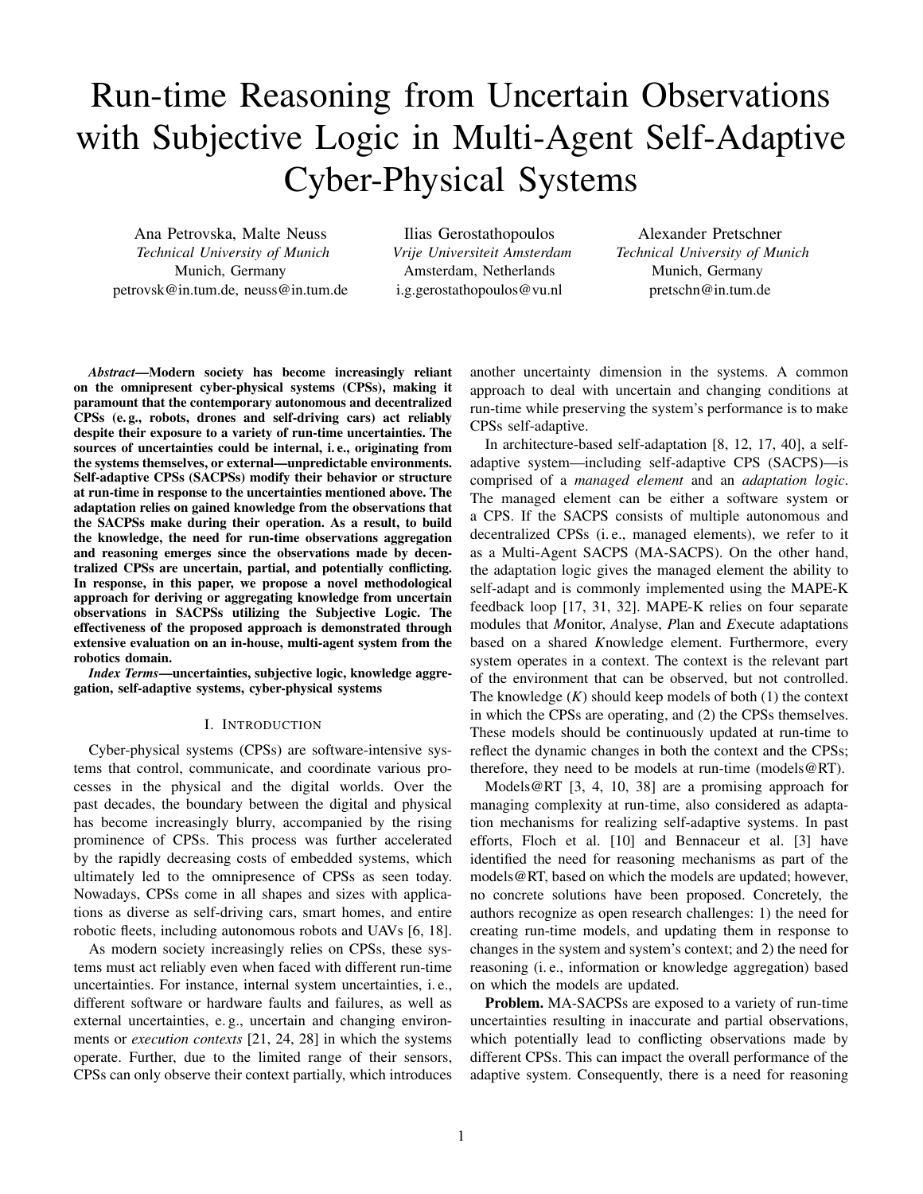# Run-time Reasoning from Uncertain Observations with Subjective Logic in Multi-Agent Self-Adaptive Cyber-Physical Systems

Ana Petrovska, Malte Neuss
*Technical University of Munich*
Munich, Germany
petrovsk@in.tum.de, neuss@in.tum.de

Ilias Gerostathopoulos
*Vrije Universiteit Amsterdam*
Amsterdam, Netherlands
i.g.gerostathopoulos@vu.nl

Alexander Pretschner
*Technical University of Munich*
Munich, Germany
pretschn@in.tum.de

***Abstract*—Modern society has become increasingly reliant on the omnipresent cyber-physical systems (CPSs), making it paramount that the contemporary autonomous and decentralized CPSs (e. g., robots, drones and self-driving cars) act reliably despite their exposure to a variety of run-time uncertainties. The sources of uncertainties could be internal, i. e., originating from the systems themselves, or external—unpredictable environments. Self-adaptive CPSs (SACPSs) modify their behavior or structure at run-time in response to the uncertainties mentioned above. The adaptation relies on gained knowledge from the observations that the SACPSs make during their operation. As a result, to build the knowledge, the need for run-time observations aggregation and reasoning emerges since the observations made by decentralized CPSs are uncertain, partial, and potentially conflicting. In response, in this paper, we propose a novel methodological approach for deriving or aggregating knowledge from uncertain observations in SACPSs utilizing the Subjective Logic. The effectiveness of the proposed approach is demonstrated through extensive evaluation on an in-house, multi-agent system from the robotics domain.**

***Index Terms*—uncertainties, subjective logic, knowledge aggregation, self-adaptive systems, cyber-physical systems**

## I. Introduction

Cyber-physical systems (CPSs) are software-intensive systems that control, communicate, and coordinate various processes in the physical and the digital worlds. Over the past decades, the boundary between the digital and physical has become increasingly blurry, accompanied by the rising prominence of CPSs. This process was further accelerated by the rapidly decreasing costs of embedded systems, which ultimately led to the omnipresence of CPSs as seen today. Nowadays, CPSs come in all shapes and sizes with applications as diverse as self-driving cars, smart homes, and entire robotic fleets, including autonomous robots and UAVs [6, 18].

As modern society increasingly relies on CPSs, these systems must act reliably even when faced with different run-time uncertainties. For instance, internal system uncertainties, i. e., different software or hardware faults and failures, as well as external uncertainties, e. g., uncertain and changing environments or *execution contexts* [21, 24, 28] in which the systems operate. Further, due to the limited range of their sensors, CPSs can only observe their context partially, which introduces another uncertainty dimension in the systems. A common approach to deal with uncertain and changing conditions at run-time while preserving the system's performance is to make CPSs self-adaptive.

In architecture-based self-adaptation [8, 12, 17, 40], a self-adaptive system—including self-adaptive CPS (SACPS)—is comprised of a *managed element* and an *adaptation logic*. The managed element can be either a software system or a CPS. If the SACPS consists of multiple autonomous and decentralized CPSs (i. e., managed elements), we refer to it as a Multi-Agent SACPS (MA-SACPS). On the other hand, the adaptation logic gives the managed element the ability to self-adapt and is commonly implemented using the MAPE-K feedback loop [17, 31, 32]. MAPE-K relies on four separate modules that *M*onitor, *A*nalyse, *P*lan and *E*xecute adaptations based on a shared *K*nowledge element. Furthermore, every system operates in a context. The context is the relevant part of the environment that can be observed, but not controlled. The knowledge ($K$) should keep models of both (1) the context in which the CPSs are operating, and (2) the CPSs themselves. These models should be continuously updated at run-time to reflect the dynamic changes in both the context and the CPSs; therefore, they need to be models at run-time (models@RT).

Models@RT [3, 4, 10, 38] are a promising approach for managing complexity at run-time, also considered as adaptation mechanisms for realizing self-adaptive systems. In past efforts, Floch et al. [10] and Bennaceur et al. [3] have identified the need for reasoning mechanisms as part of the models@RT, based on which the models are updated; however, no concrete solutions have been proposed. Concretely, the authors recognize as open research challenges: 1) the need for creating run-time models, and updating them in response to changes in the system and system's context; and 2) the need for reasoning (i. e., information or knowledge aggregation) based on which the models are updated.

**Problem.** MA-SACPSs are exposed to a variety of run-time uncertainties resulting in inaccurate and partial observations, which potentially lead to conflicting observations made by different CPSs. This can impact the overall performance of the adaptive system. Consequently, there is a need for reasoning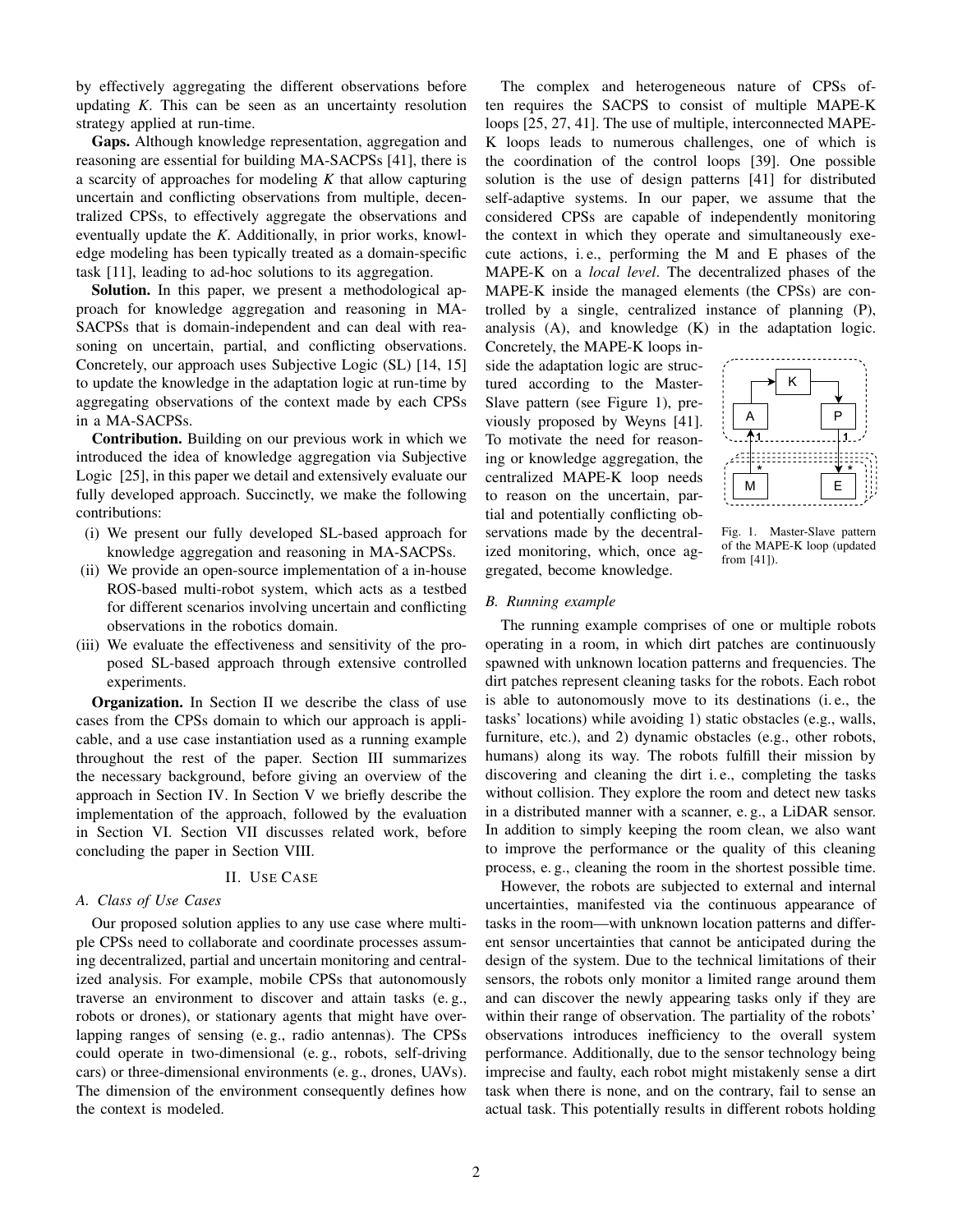by effectively aggregating the different observations before updating *K*. This can be seen as an uncertainty resolution strategy applied at run-time.

**Gaps.** Although knowledge representation, aggregation and reasoning are essential for building MA-SACPSs [41], there is a scarcity of approaches for modeling *K* that allow capturing uncertain and conflicting observations from multiple, decentralized CPSs, to effectively aggregate the observations and eventually update the *K*. Additionally, in prior works, knowledge modeling has been typically treated as a domain-specific task [11], leading to ad-hoc solutions to its aggregation.

**Solution.** In this paper, we present a methodological approach for knowledge aggregation and reasoning in MA-SACPSs that is domain-independent and can deal with reasoning on uncertain, partial, and conflicting observations. Concretely, our approach uses Subjective Logic (SL) [14, 15] to update the knowledge in the adaptation logic at run-time by aggregating observations of the context made by each CPSs in a MA-SACPSs.

**Contribution.** Building on our previous work in which we introduced the idea of knowledge aggregation via Subjective Logic [25], in this paper we detail and extensively evaluate our fully developed approach. Succinctly, we make the following contributions:

(i) We present our fully developed SL-based approach for knowledge aggregation and reasoning in MA-SACPSs.
(ii) We provide an open-source implementation of a in-house ROS-based multi-robot system, which acts as a testbed for different scenarios involving uncertain and conflicting observations in the robotics domain.
(iii) We evaluate the effectiveness and sensitivity of the proposed SL-based approach through extensive controlled experiments.

**Organization.** In Section II we describe the class of use cases from the CPSs domain to which our approach is applicable, and a use case instantiation used as a running example throughout the rest of the paper. Section III summarizes the necessary background, before giving an overview of the approach in Section IV. In Section V we briefly describe the implementation of the approach, followed by the evaluation in Section VI. Section VII discusses related work, before concluding the paper in Section VIII.

## II. Use Case

### A. Class of Use Cases

Our proposed solution applies to any use case where multiple CPSs need to collaborate and coordinate processes assuming decentralized, partial and uncertain monitoring and centralized analysis. For example, mobile CPSs that autonomously traverse an environment to discover and attain tasks (e. g., robots or drones), or stationary agents that might have overlapping ranges of sensing (e. g., radio antennas). The CPSs could operate in two-dimensional (e. g., robots, self-driving cars) or three-dimensional environments (e. g., drones, UAVs). The dimension of the environment consequently defines how the context is modeled.

The complex and heterogeneous nature of CPSs often requires the SACPS to consist of multiple MAPE-K loops [25, 27, 41]. The use of multiple, interconnected MAPE-K loops leads to numerous challenges, one of which is the coordination of the control loops [39]. One possible solution is the use of design patterns [41] for distributed self-adaptive systems. In our paper, we assume that the considered CPSs are capable of independently monitoring the context in which they operate and simultaneously execute actions, i. e., performing the M and E phases of the MAPE-K on a *local level*. The decentralized phases of the MAPE-K inside the managed elements (the CPSs) are controlled by a single, centralized instance of planning (P), analysis (A), and knowledge (K) in the adaptation logic. Concretely, the MAPE-K loops inside the adaptation logic are structured according to the Master-Slave pattern (see Figure 1), previously proposed by Weyns [41]. To motivate the need for reasoning or knowledge aggregation, the centralized MAPE-K loop needs to reason on the uncertain, partial and potentially conflicting observations made by the decentralized monitoring, which, once aggregated, become knowledge.

Fig. 1. Master-Slave pattern of the MAPE-K loop (updated from [41]).

### B. Running example

The running example comprises of one or multiple robots operating in a room, in which dirt patches are continuously spawned with unknown location patterns and frequencies. The dirt patches represent cleaning tasks for the robots. Each robot is able to autonomously move to its destinations (i. e., the tasks' locations) while avoiding 1) static obstacles (e.g., walls, furniture, etc.), and 2) dynamic obstacles (e.g., other robots, humans) along its way. The robots fulfill their mission by discovering and cleaning the dirt i. e., completing the tasks without collision. They explore the room and detect new tasks in a distributed manner with a scanner, e. g., a LiDAR sensor. In addition to simply keeping the room clean, we also want to improve the performance or the quality of this cleaning process, e. g., cleaning the room in the shortest possible time.

However, the robots are subjected to external and internal uncertainties, manifested via the continuous appearance of tasks in the room—with unknown location patterns and different sensor uncertainties that cannot be anticipated during the design of the system. Due to the technical limitations of their sensors, the robots only monitor a limited range around them and can discover the newly appearing tasks only if they are within their range of observation. The partiality of the robots' observations introduces inefficiency to the overall system performance. Additionally, due to the sensor technology being imprecise and faulty, each robot might mistakenly sense a dirt task when there is none, and on the contrary, fail to sense an actual task. This potentially results in different robots holding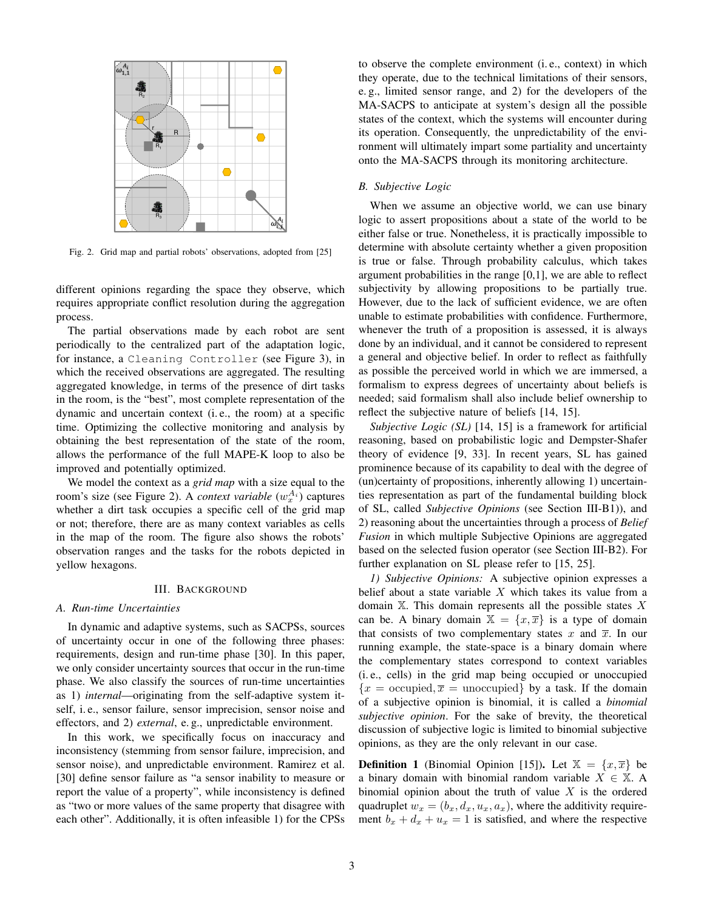Fig. 2. Grid map and partial robots' observations, adopted from [25]

different opinions regarding the space they observe, which requires appropriate conflict resolution during the aggregation process.

The partial observations made by each robot are sent periodically to the centralized part of the adaptation logic, for instance, a `Cleaning Controller` (see Figure 3), in which the received observations are aggregated. The resulting aggregated knowledge, in terms of the presence of dirt tasks in the room, is the "best", most complete representation of the dynamic and uncertain context (i. e., the room) at a specific time. Optimizing the collective monitoring and analysis by obtaining the best representation of the state of the room, allows the performance of the full MAPE-K loop to also be improved and potentially optimized.

We model the context as a *grid map* with a size equal to the room's size (see Figure 2). A *context variable* ($w_x^{A_i}$) captures whether a dirt task occupies a specific cell of the grid map or not; therefore, there are as many context variables as cells in the map of the room. The figure also shows the robots' observation ranges and the tasks for the robots depicted in yellow hexagons.

## III. Background

### A. Run-time Uncertainties

In dynamic and adaptive systems, such as SACPSs, sources of uncertainty occur in one of the following three phases: requirements, design and run-time phase [30]. In this paper, we only consider uncertainty sources that occur in the run-time phase. We also classify the sources of run-time uncertainties as 1) *internal*—originating from the self-adaptive system itself, i. e., sensor failure, sensor imprecision, sensor noise and effectors, and 2) *external*, e. g., unpredictable environment.

In this work, we specifically focus on inaccuracy and inconsistency (stemming from sensor failure, imprecision, and sensor noise), and unpredictable environment. Ramirez et al. [30] define sensor failure as "a sensor inability to measure or report the value of a property", while inconsistency is defined as "two or more values of the same property that disagree with each other". Additionally, it is often infeasible 1) for the CPSs to observe the complete environment (i. e., context) in which they operate, due to the technical limitations of their sensors, e. g., limited sensor range, and 2) for the developers of the MA-SACPS to anticipate at system's design all the possible states of the context, which the systems will encounter during its operation. Consequently, the unpredictability of the environment will ultimately impart some partiality and uncertainty onto the MA-SACPS through its monitoring architecture.

### B. Subjective Logic

When we assume an objective world, we can use binary logic to assert propositions about a state of the world to be either false or true. Nonetheless, it is practically impossible to determine with absolute certainty whether a given proposition is true or false. Through probability calculus, which takes argument probabilities in the range [0,1], we are able to reflect subjectivity by allowing propositions to be partially true. However, due to the lack of sufficient evidence, we are often unable to estimate probabilities with confidence. Furthermore, whenever the truth of a proposition is assessed, it is always done by an individual, and it cannot be considered to represent a general and objective belief. In order to reflect as faithfully as possible the perceived world in which we are immersed, a formalism to express degrees of uncertainty about beliefs is needed; said formalism shall also include belief ownership to reflect the subjective nature of beliefs [14, 15].

*Subjective Logic (SL)* [14, 15] is a framework for artificial reasoning, based on probabilistic logic and Dempster-Shafer theory of evidence [9, 33]. In recent years, SL has gained prominence because of its capability to deal with the degree of (un)certainty of propositions, inherently allowing 1) uncertainties representation as part of the fundamental building block of SL, called *Subjective Opinions* (see Section III-B1)), and 2) reasoning about the uncertainties through a process of *Belief Fusion* in which multiple Subjective Opinions are aggregated based on the selected fusion operator (see Section III-B2). For further explanation on SL please refer to [15, 25].

*1) Subjective Opinions:* A subjective opinion expresses a belief about a state variable $X$ which takes its value from a domain $\mathbb{X}$. This domain represents all the possible states $X$ can be. A binary domain $\mathbb{X} = \{x, \overline{x}\}$ is a type of domain that consists of two complementary states $x$ and $\overline{x}$. In our running example, the state-space is a binary domain where the complementary states correspond to context variables (i. e., cells) in the grid map being occupied or unoccupied $\{x = \text{occupied}, \overline{x} = \text{unoccupied}\}$ by a task. If the domain of a subjective opinion is binomial, it is called a *binomial subjective opinion*. For the sake of brevity, the theoretical discussion of subjective logic is limited to binomial subjective opinions, as they are the only relevant in our case.

**Definition 1** (Binomial Opinion [15])**.** Let $\mathbb{X} = \{x, \overline{x}\}$ be a binary domain with binomial random variable $X \in \mathbb{X}$. A binomial opinion about the truth of value $X$ is the ordered quadruplet $w_x = (b_x, d_x, u_x, a_x)$, where the additivity requirement $b_x + d_x + u_x = 1$ is satisfied, and where the respective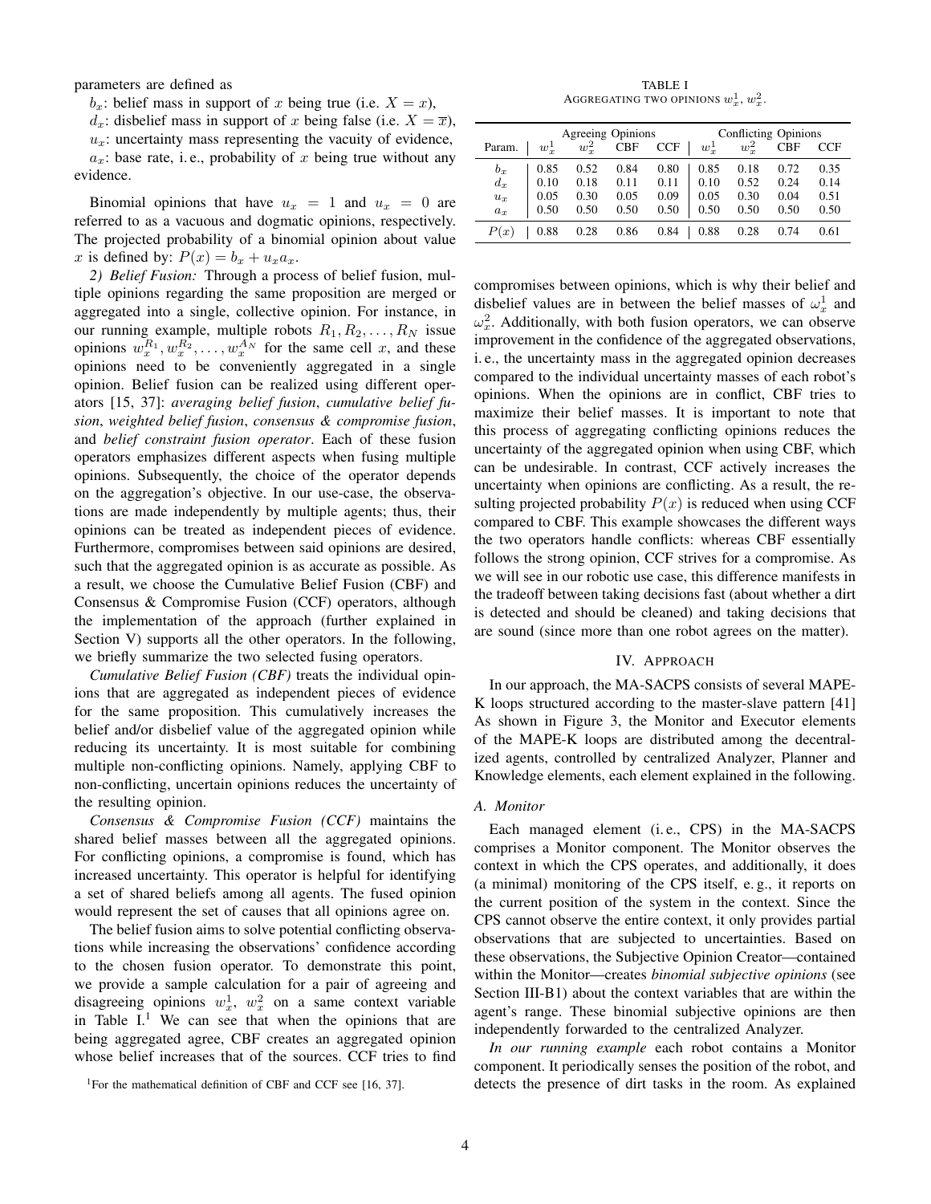parameters are defined as

$b_x$: belief mass in support of $x$ being true (i.e. $X = x$),

$d_x$: disbelief mass in support of $x$ being false (i.e. $X = \overline{x}$),

$u_x$: uncertainty mass representing the vacuity of evidence,

$a_x$: base rate, i. e., probability of $x$ being true without any evidence.

Binomial opinions that have $u_x = 1$ and $u_x = 0$ are referred to as a vacuous and dogmatic opinions, respectively. The projected probability of a binomial opinion about value $x$ is defined by: $P(x) = b_x + u_x a_x$.

*2) Belief Fusion:* Through a process of belief fusion, multiple opinions regarding the same proposition are merged or aggregated into a single, collective opinion. For instance, in our running example, multiple robots $R_1, R_2, \ldots, R_N$ issue opinions $w_x^{R_1}, w_x^{R_2}, \ldots, w_x^{A_N}$ for the same cell $x$, and these opinions need to be conveniently aggregated in a single opinion. Belief fusion can be realized using different operators [15, 37]: *averaging belief fusion*, *cumulative belief fusion*, *weighted belief fusion*, *consensus & compromise fusion*, and *belief constraint fusion operator*. Each of these fusion operators emphasizes different aspects when fusing multiple opinions. Subsequently, the choice of the operator depends on the aggregation's objective. In our use-case, the observations are made independently by multiple agents; thus, their opinions can be treated as independent pieces of evidence. Furthermore, compromises between said opinions are desired, such that the aggregated opinion is as accurate as possible. As a result, we choose the Cumulative Belief Fusion (CBF) and Consensus & Compromise Fusion (CCF) operators, although the implementation of the approach (further explained in Section V) supports all the other operators. In the following, we briefly summarize the two selected fusing operators.

*Cumulative Belief Fusion (CBF)* treats the individual opinions that are aggregated as independent pieces of evidence for the same proposition. This cumulatively increases the belief and/or disbelief value of the aggregated opinion while reducing its uncertainty. It is most suitable for combining multiple non-conflicting opinions. Namely, applying CBF to non-conflicting, uncertain opinions reduces the uncertainty of the resulting opinion.

*Consensus & Compromise Fusion (CCF)* maintains the shared belief masses between all the aggregated opinions. For conflicting opinions, a compromise is found, which has increased uncertainty. This operator is helpful for identifying a set of shared beliefs among all agents. The fused opinion would represent the set of causes that all opinions agree on.

The belief fusion aims to solve potential conflicting observations while increasing the observations' confidence according to the chosen fusion operator. To demonstrate this point, we provide a sample calculation for a pair of agreeing and disagreeing opinions $w_x^1$, $w_x^2$ on a same context variable in Table I.[1] We can see that when the opinions that are being aggregated agree, CBF creates an aggregated opinion whose belief increases that of the sources. CCF tries to find compromises between opinions, which is why their belief and disbelief values are in between the belief masses of $\omega_x^1$ and $\omega_x^2$. Additionally, with both fusion operators, we can observe improvement in the confidence of the aggregated observations, i. e., the uncertainty mass in the aggregated opinion decreases compared to the individual uncertainty masses of each robot's opinions. When the opinions are in conflict, CBF tries to maximize their belief masses. It is important to note that this process of aggregating conflicting opinions reduces the uncertainty of the aggregated opinion when using CBF, which can be undesirable. In contrast, CCF actively increases the uncertainty when opinions are conflicting. As a result, the resulting projected probability $P(x)$ is reduced when using CCF compared to CBF. This example showcases the different ways the two operators handle conflicts: whereas CBF essentially follows the strong opinion, CCF strives for a compromise. As we will see in our robotic use case, this difference manifests in the tradeoff between taking decisions fast (about whether a dirt is detected and should be cleaned) and taking decisions that are sound (since more than one robot agrees on the matter).

[1] For the mathematical definition of CBF and CCF see [16, 37].

TABLE I
AGGREGATING TWO OPINIONS $w_x^1, w_x^2$.

| | Agreeing Opinions | | | | Conflicting Opinions | | | |
|---|---|---|---|---|---|---|---|---|
| Param. | $w_x^1$ | $w_x^2$ | CBF | CCF | $w_x^1$ | $w_x^2$ | CBF | CCF |
| $b_x$ | 0.85 | 0.52 | 0.84 | 0.80 | 0.85 | 0.18 | 0.72 | 0.35 |
| $d_x$ | 0.10 | 0.18 | 0.11 | 0.11 | 0.10 | 0.52 | 0.24 | 0.14 |
| $u_x$ | 0.05 | 0.30 | 0.05 | 0.09 | 0.05 | 0.30 | 0.04 | 0.51 |
| $a_x$ | 0.50 | 0.50 | 0.50 | 0.50 | 0.50 | 0.50 | 0.50 | 0.50 |
| $P(x)$ | 0.88 | 0.28 | 0.86 | 0.84 | 0.88 | 0.28 | 0.74 | 0.61 |

## IV. Approach

In our approach, the MA-SACPS consists of several MAPE-K loops structured according to the master-slave pattern [41] As shown in Figure 3, the Monitor and Executor elements of the MAPE-K loops are distributed among the decentralized agents, controlled by centralized Analyzer, Planner and Knowledge elements, each element explained in the following.

### A. Monitor

Each managed element (i. e., CPS) in the MA-SACPS comprises a Monitor component. The Monitor observes the context in which the CPS operates, and additionally, it does (a minimal) monitoring of the CPS itself, e. g., it reports on the current position of the system in the context. Since the CPS cannot observe the entire context, it only provides partial observations that are subjected to uncertainties. Based on these observations, the Subjective Opinion Creator—contained within the Monitor—creates *binomial subjective opinions* (see Section III-B1) about the context variables that are within the agent's range. These binomial subjective opinions are then independently forwarded to the centralized Analyzer.

*In our running example* each robot contains a Monitor component. It periodically senses the position of the robot, and detects the presence of dirt tasks in the room. As explained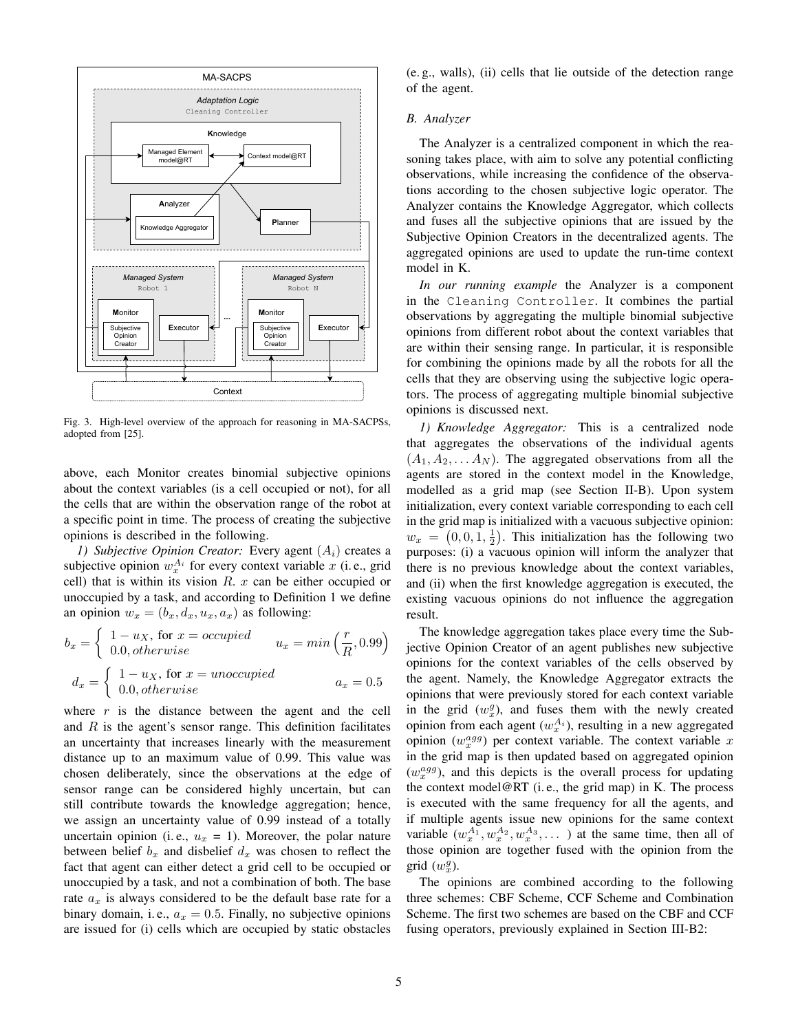Fig. 3. High-level overview of the approach for reasoning in MA-SACPSs, adopted from [25].

above, each Monitor creates binomial subjective opinions about the context variables (is a cell occupied or not), for all the cells that are within the observation range of the robot at a specific point in time. The process of creating the subjective opinions is described in the following.

*1) Subjective Opinion Creator:* Every agent $(A_i)$ creates a subjective opinion $w_x^{A_i}$ for every context variable $x$ (i. e., grid cell) that is within its vision $R$. $x$ can be either occupied or unoccupied by a task, and according to Definition 1 we define an opinion $w_x = (b_x, d_x, u_x, a_x)$ as following:

$$b_x = \begin{cases} 1 - u_X, \text{ for } x = occupied \\ 0.0, otherwise \end{cases} \qquad u_x = min\left(\frac{r}{R}, 0.99\right)$$

$$d_x = \begin{cases} 1 - u_X, \text{ for } x = unoccupied \\ 0.0, otherwise \end{cases} \qquad a_x = 0.5$$

where $r$ is the distance between the agent and the cell and $R$ is the agent's sensor range. This definition facilitates an uncertainty that increases linearly with the measurement distance up to an maximum value of 0.99. This value was chosen deliberately, since the observations at the edge of sensor range can be considered highly uncertain, but can still contribute towards the knowledge aggregation; hence, we assign an uncertainty value of 0.99 instead of a totally uncertain opinion (i. e., $u_x$ = 1). Moreover, the polar nature between belief $b_x$ and disbelief $d_x$ was chosen to reflect the fact that agent can either detect a grid cell to be occupied or unoccupied by a task, and not a combination of both. The base rate $a_x$ is always considered to be the default base rate for a binary domain, i. e., $a_x = 0.5$. Finally, no subjective opinions are issued for (i) cells which are occupied by static obstacles (e. g., walls), (ii) cells that lie outside of the detection range of the agent.

### B. Analyzer

The Analyzer is a centralized component in which the reasoning takes place, with aim to solve any potential conflicting observations, while increasing the confidence of the observations according to the chosen subjective logic operator. The Analyzer contains the Knowledge Aggregator, which collects and fuses all the subjective opinions that are issued by the Subjective Opinion Creators in the decentralized agents. The aggregated opinions are used to update the run-time context model in K.

*In our running example* the Analyzer is a component in the `Cleaning Controller`. It combines the partial observations by aggregating the multiple binomial subjective opinions from different robot about the context variables that are within their sensing range. In particular, it is responsible for combining the opinions made by all the robots for all the cells that they are observing using the subjective logic operators. The process of aggregating multiple binomial subjective opinions is discussed next.

*1) Knowledge Aggregator:* This is a centralized node that aggregates the observations of the individual agents $(A_1, A_2, \dots A_N)$. The aggregated observations from all the agents are stored in the context model in the Knowledge, modelled as a grid map (see Section II-B). Upon system initialization, every context variable corresponding to each cell in the grid map is initialized with a vacuous subjective opinion: $w_x = \left(0, 0, 1, \frac{1}{2}\right)$. This initialization has the following two purposes: (i) a vacuous opinion will inform the analyzer that there is no previous knowledge about the context variables, and (ii) when the first knowledge aggregation is executed, the existing vacuous opinions do not influence the aggregation result.

The knowledge aggregation takes place every time the Subjective Opinion Creator of an agent publishes new subjective opinions for the context variables of the cells observed by the agent. Namely, the Knowledge Aggregator extracts the opinions that were previously stored for each context variable in the grid ($w_x^g$), and fuses them with the newly created opinion from each agent ($w_x^{A_i}$), resulting in a new aggregated opinion ($w_x^{agg}$) per context variable. The context variable $x$ in the grid map is then updated based on aggregated opinion ($w_x^{agg}$), and this depicts is the overall process for updating the context model@RT (i. e., the grid map) in K. The process is executed with the same frequency for all the agents, and if multiple agents issue new opinions for the same context variable ($w_x^{A_1}, w_x^{A_2}, w_x^{A_3}, \dots$ ) at the same time, then all of those opinion are together fused with the opinion from the grid ($w_x^g$).

The opinions are combined according to the following three schemes: CBF Scheme, CCF Scheme and Combination Scheme. The first two schemes are based on the CBF and CCF fusing operators, previously explained in Section III-B2: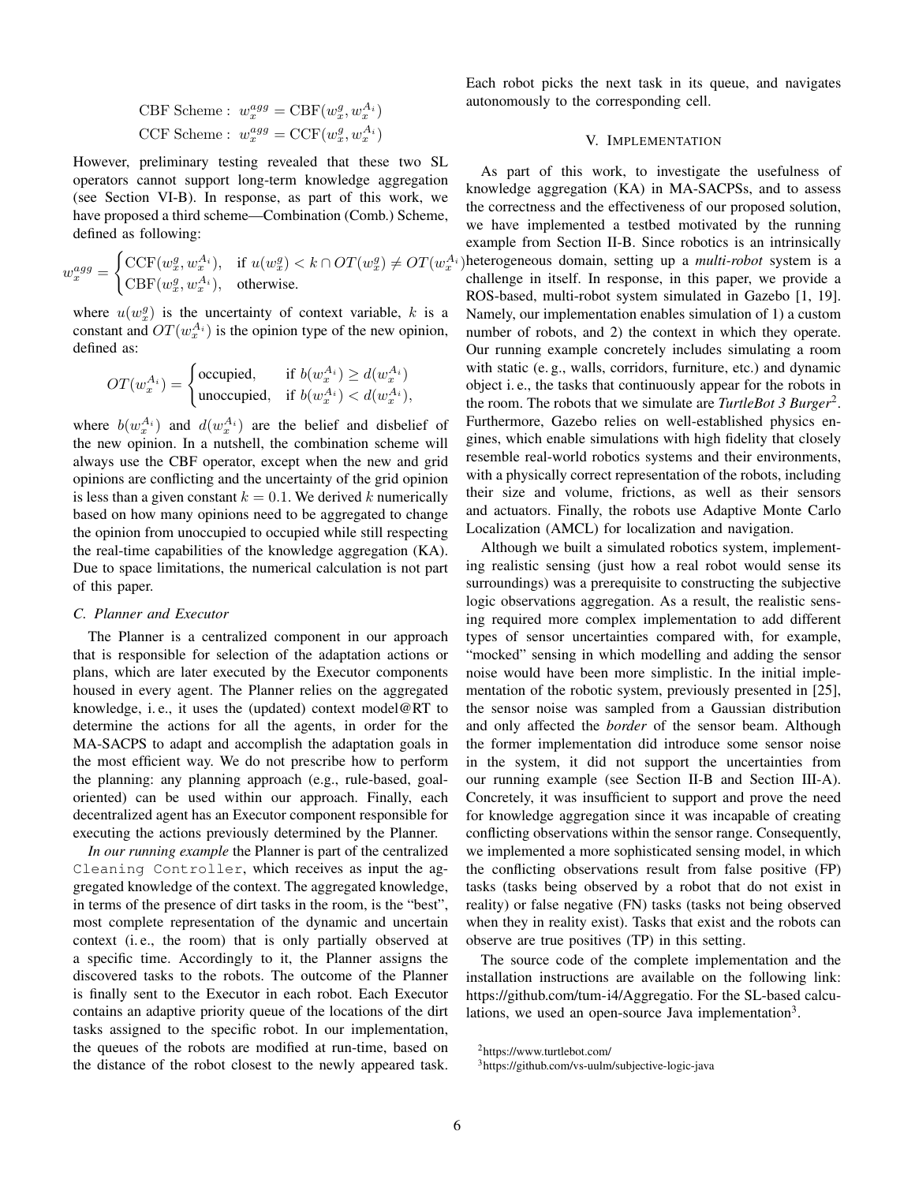$$\text{CBF Scheme}: \; w_x^{agg} = \text{CBF}(w_x^g, w_x^{A_i})$$

$$\text{CCF Scheme}: \; w_x^{agg} = \text{CCF}(w_x^g, w_x^{A_i})$$

However, preliminary testing revealed that these two SL operators cannot support long-term knowledge aggregation (see Section VI-B). In response, as part of this work, we have proposed a third scheme—Combination (Comb.) Scheme, defined as following:

$$w_x^{agg} = \begin{cases} \text{CCF}(w_x^g, w_x^{A_i}), & \text{if } u(w_x^g) < k \cap OT(w_x^g) \neq OT(w_x^{A_i}) \\ \text{CBF}(w_x^g, w_x^{A_i}), & \text{otherwise.} \end{cases}$$

where $u(w_x^g)$ is the uncertainty of context variable, $k$ is a constant and $OT(w_x^{A_i})$ is the opinion type of the new opinion, defined as:

$$OT(w_x^{A_i}) = \begin{cases} \text{occupied}, & \text{if } b(w_x^{A_i}) \geq d(w_x^{A_i}) \\ \text{unoccupied}, & \text{if } b(w_x^{A_i}) < d(w_x^{A_i}), \end{cases}$$

where $b(w_x^{A_i})$ and $d(w_x^{A_i})$ are the belief and disbelief of the new opinion. In a nutshell, the combination scheme will always use the CBF operator, except when the new and grid opinions are conflicting and the uncertainty of the grid opinion is less than a given constant $k = 0.1$. We derived $k$ numerically based on how many opinions need to be aggregated to change the opinion from unoccupied to occupied while still respecting the real-time capabilities of the knowledge aggregation (KA). Due to space limitations, the numerical calculation is not part of this paper.

### C. Planner and Executor

The Planner is a centralized component in our approach that is responsible for selection of the adaptation actions or plans, which are later executed by the Executor components housed in every agent. The Planner relies on the aggregated knowledge, i. e., it uses the (updated) context model@RT to determine the actions for all the agents, in order for the MA-SACPS to adapt and accomplish the adaptation goals in the most efficient way. We do not prescribe how to perform the planning: any planning approach (e.g., rule-based, goal-oriented) can be used within our approach. Finally, each decentralized agent has an Executor component responsible for executing the actions previously determined by the Planner.

*In our running example* the Planner is part of the centralized `Cleaning Controller`, which receives as input the aggregated knowledge of the context. The aggregated knowledge, in terms of the presence of dirt tasks in the room, is the "best", most complete representation of the dynamic and uncertain context (i. e., the room) that is only partially observed at a specific time. Accordingly to it, the Planner assigns the discovered tasks to the robots. The outcome of the Planner is finally sent to the Executor in each robot. Each Executor contains an adaptive priority queue of the locations of the dirt tasks assigned to the specific robot. In our implementation, the queues of the robots are modified at run-time, based on the distance of the robot closest to the newly appeared task. Each robot picks the next task in its queue, and navigates autonomously to the corresponding cell.

## V. Implementation

As part of this work, to investigate the usefulness of knowledge aggregation (KA) in MA-SACPSs, and to assess the correctness and the effectiveness of our proposed solution, we have implemented a testbed motivated by the running example from Section II-B. Since robotics is an intrinsically heterogeneous domain, setting up a *multi-robot* system is a challenge in itself. In response, in this paper, we provide a ROS-based, multi-robot system simulated in Gazebo [1, 19]. Namely, our implementation enables simulation of 1) a custom number of robots, and 2) the context in which they operate. Our running example concretely includes simulating a room with static (e. g., walls, corridors, furniture, etc.) and dynamic object i. e., the tasks that continuously appear for the robots in the room. The robots that we simulate are ***TurtleBot 3 Burger***[2]. Furthermore, Gazebo relies on well-established physics engines, which enable simulations with high fidelity that closely resemble real-world robotics systems and their environments, with a physically correct representation of the robots, including their size and volume, frictions, as well as their sensors and actuators. Finally, the robots use Adaptive Monte Carlo Localization (AMCL) for localization and navigation.

Although we built a simulated robotics system, implementing realistic sensing (just how a real robot would sense its surroundings) was a prerequisite to constructing the subjective logic observations aggregation. As a result, the realistic sensing required more complex implementation to add different types of sensor uncertainties compared with, for example, "mocked" sensing in which modelling and adding the sensor noise would have been more simplistic. In the initial implementation of the robotic system, previously presented in [25], the sensor noise was sampled from a Gaussian distribution and only affected the *border* of the sensor beam. Although the former implementation did introduce some sensor noise in the system, it did not support the uncertainties from our running example (see Section II-B and Section III-A). Concretely, it was insufficient to support and prove the need for knowledge aggregation since it was incapable of creating conflicting observations within the sensor range. Consequently, we implemented a more sophisticated sensing model, in which the conflicting observations result from false positive (FP) tasks (tasks being observed by a robot that do not exist in reality) or false negative (FN) tasks (tasks not being observed when they in reality exist). Tasks that exist and the robots can observe are true positives (TP) in this setting.

The source code of the complete implementation and the installation instructions are available on the following link: https://github.com/tum-i4/Aggregatio. For the SL-based calculations, we used an open-source Java implementation[3].

[2] https://www.turtlebot.com/

[3] https://github.com/vs-uulm/subjective-logic-java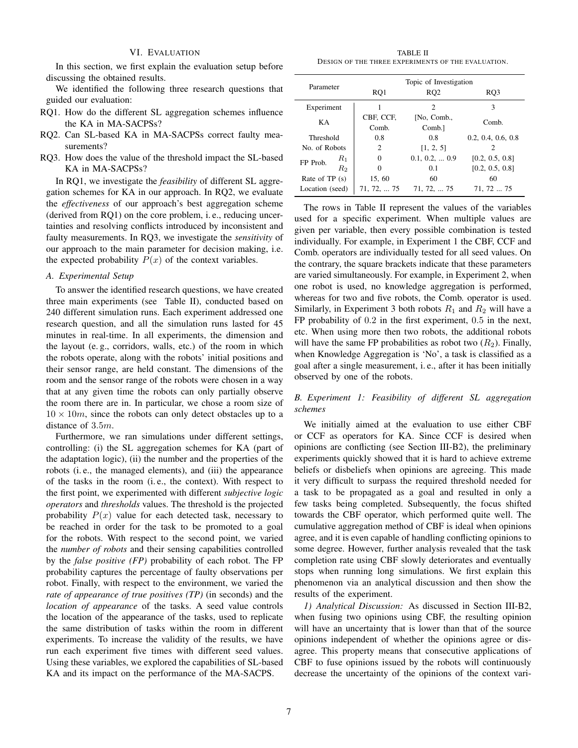## VI. Evaluation

In this section, we first explain the evaluation setup before discussing the obtained results.

We identified the following three research questions that guided our evaluation:

- RQ1. How do the different SL aggregation schemes influence the KA in MA-SACPSs?
- RQ2. Can SL-based KA in MA-SACPSs correct faulty measurements?
- RQ3. How does the value of the threshold impact the SL-based KA in MA-SACPSs?

In RQ1, we investigate the *feasibility* of different SL aggregation schemes for KA in our approach. In RQ2, we evaluate the *effectiveness* of our approach's best aggregation scheme (derived from RQ1) on the core problem, i. e., reducing uncertainties and resolving conflicts introduced by inconsistent and faulty measurements. In RQ3, we investigate the *sensitivity* of our approach to the main parameter for decision making, i.e. the expected probability $P(x)$ of the context variables.

### A. Experimental Setup

To answer the identified research questions, we have created three main experiments (see Table II), conducted based on 240 different simulation runs. Each experiment addressed one research question, and all the simulation runs lasted for 45 minutes in real-time. In all experiments, the dimension and the layout (e. g., corridors, walls, etc.) of the room in which the robots operate, along with the robots' initial positions and their sensor range, are held constant. The dimensions of the room and the sensor range of the robots were chosen in a way that at any given time the robots can only partially observe the room there are in. In particular, we chose a room size of $10 \times 10m$, since the robots can only detect obstacles up to a distance of $3.5m$.

Furthermore, we ran simulations under different settings, controlling: (i) the SL aggregation schemes for KA (part of the adaptation logic), (ii) the number and the properties of the robots (i. e., the managed elements), and (iii) the appearance of the tasks in the room (i. e., the context). With respect to the first point, we experimented with different ***subjective logic operators*** and *thresholds* values. The threshold is the projected probability $P(x)$ value for each detected task, necessary to be reached in order for the task to be promoted to a goal for the robots. With respect to the second point, we varied the *number of robots* and their sensing capabilities controlled by the *false positive (FP)* probability of each robot. The FP probability captures the percentage of faulty observations per robot. Finally, with respect to the environment, we varied the *rate of appearance of true positives (TP)* (in seconds) and the *location of appearance* of the tasks. A seed value controls the location of the appearance of the tasks, used to replicate the same distribution of tasks within the room in different experiments. To increase the validity of the results, we have run each experiment five times with different seed values. Using these variables, we explored the capabilities of SL-based KA and its impact on the performance of the MA-SACPS.

TABLE II
Design of the three experiments of the evaluation.

| Parameter | | Topic of Investigation | | |
|---|---|---|---|---|
| | | RQ1 | RQ2 | RQ3 |
| Experiment | | 1 | 2 | 3 |
| KA | | CBF, CCF, Comb. | [No, Comb., Comb.] | Comb. |
| Threshold | | 0.8 | 0.8 | 0.2, 0.4, 0.6, 0.8 |
| No. of Robots | | 2 | [1, 2, 5] | 2 |
| FP Prob. | $R_1$ | 0 | 0.1, 0.2, ... 0.9 | [0.2, 0.5, 0.8] |
| | $R_2$ | 0 | 0.1 | [0.2, 0.5, 0.8] |
| Rate of TP (s) | | 15, 60 | 60 | 60 |
| Location (seed) | | 71, 72, ... 75 | 71, 72, ... 75 | 71, 72 ... 75 |

The rows in Table II represent the values of the variables used for a specific experiment. When multiple values are given per variable, then every possible combination is tested individually. For example, in Experiment 1 the CBF, CCF and Comb. operators are individually tested for all seed values. On the contrary, the square brackets indicate that these parameters are varied simultaneously. For example, in Experiment 2, when one robot is used, no knowledge aggregation is performed, whereas for two and five robots, the Comb. operator is used. Similarly, in Experiment 3 both robots $R_1$ and $R_2$ will have a FP probability of $0.2$ in the first experiment, $0.5$ in the next, etc. When using more then two robots, the additional robots will have the same FP probabilities as robot two ($R_2$). Finally, when Knowledge Aggregation is 'No', a task is classified as a goal after a single measurement, i. e., after it has been initially observed by one of the robots.

### B. Experiment 1: Feasibility of different SL aggregation schemes

We initially aimed at the evaluation to use either CBF or CCF as operators for KA. Since CCF is desired when opinions are conflicting (see Section III-B2), the preliminary experiments quickly showed that it is hard to achieve extreme beliefs or disbeliefs when opinions are agreeing. This made it very difficult to surpass the required threshold needed for a task to be propagated as a goal and resulted in only a few tasks being completed. Subsequently, the focus shifted towards the CBF operator, which performed quite well. The cumulative aggregation method of CBF is ideal when opinions agree, and it is even capable of handling conflicting opinions to some degree. However, further analysis revealed that the task completion rate using CBF slowly deteriorates and eventually stops when running long simulations. We first explain this phenomenon via an analytical discussion and then show the results of the experiment.

*1) Analytical Discussion:* As discussed in Section III-B2, when fusing two opinions using CBF, the resulting opinion will have an uncertainty that is lower than that of the source opinions independent of whether the opinions agree or disagree. This property means that consecutive applications of CBF to fuse opinions issued by the robots will continuously decrease the uncertainty of the opinions of the context vari-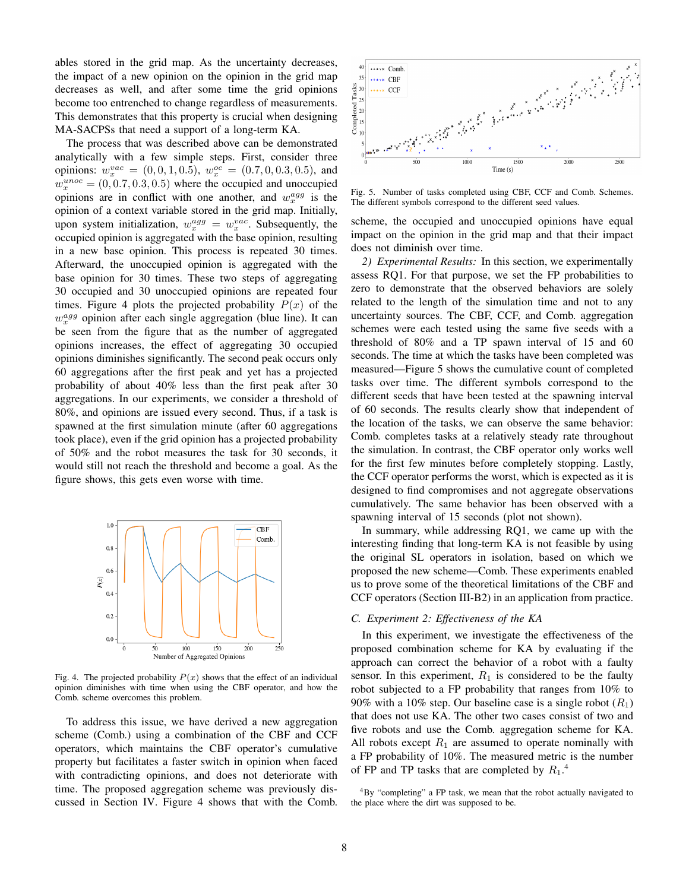ables stored in the grid map. As the uncertainty decreases, the impact of a new opinion on the opinion in the grid map decreases as well, and after some time the grid opinions become too entrenched to change regardless of measurements. This demonstrates that this property is crucial when designing MA-SACPSs that need a support of a long-term KA.

The process that was described above can be demonstrated analytically with a few simple steps. First, consider three opinions: $w_x^{vac} = (0, 0, 1, 0.5)$, $w_x^{oc} = (0.7, 0, 0.3, 0.5)$, and $w_x^{unoc} = (0, 0.7, 0.3, 0.5)$ where the occupied and unoccupied opinions are in conflict with one another, and $w_x^{agg}$ is the opinion of a context variable stored in the grid map. Initially, upon system initialization, $w_x^{agg} = w_x^{vac}$. Subsequently, the occupied opinion is aggregated with the base opinion, resulting in a new base opinion. This process is repeated 30 times. Afterward, the unoccupied opinion is aggregated with the base opinion for 30 times. These two steps of aggregating 30 occupied and 30 unoccupied opinions are repeated four times. Figure 4 plots the projected probability $P(x)$ of the $w_x^{agg}$ opinion after each single aggregation (blue line). It can be seen from the figure that as the number of aggregated opinions increases, the effect of aggregating 30 occupied opinions diminishes significantly. The second peak occurs only 60 aggregations after the first peak and yet has a projected probability of about 40% less than the first peak after 30 aggregations. In our experiments, we consider a threshold of 80%, and opinions are issued every second. Thus, if a task is spawned at the first simulation minute (after 60 aggregations took place), even if the grid opinion has a projected probability of 50% and the robot measures the task for 30 seconds, it would still not reach the threshold and become a goal. As the figure shows, this gets even worse with time.

Fig. 4. The projected probability $P(x)$ shows that the effect of an individual opinion diminishes with time when using the CBF operator, and how the Comb. scheme overcomes this problem.

To address this issue, we have derived a new aggregation scheme (Comb.) using a combination of the CBF and CCF operators, which maintains the CBF operator's cumulative property but facilitates a faster switch in opinion when faced with contradicting opinions, and does not deteriorate with time. The proposed aggregation scheme was previously discussed in Section IV. Figure 4 shows that with the Comb. scheme, the occupied and unoccupied opinions have equal impact on the opinion in the grid map and that their impact does not diminish over time.

Fig. 5. Number of tasks completed using CBF, CCF and Comb. Schemes. The different symbols correspond to the different seed values.

*2) Experimental Results:* In this section, we experimentally assess RQ1. For that purpose, we set the FP probabilities to zero to demonstrate that the observed behaviors are solely related to the length of the simulation time and not to any uncertainty sources. The CBF, CCF, and Comb. aggregation schemes were each tested using the same five seeds with a threshold of 80% and a TP spawn interval of 15 and 60 seconds. The time at which the tasks have been completed was measured—Figure 5 shows the cumulative count of completed tasks over time. The different symbols correspond to the different seeds that have been tested at the spawning interval of 60 seconds. The results clearly show that independent of the location of the tasks, we can observe the same behavior: Comb. completes tasks at a relatively steady rate throughout the simulation. In contrast, the CBF operator only works well for the first few minutes before completely stopping. Lastly, the CCF operator performs the worst, which is expected as it is designed to find compromises and not aggregate observations cumulatively. The same behavior has been observed with a spawning interval of 15 seconds (plot not shown).

In summary, while addressing RQ1, we came up with the interesting finding that long-term KA is not feasible by using the original SL operators in isolation, based on which we proposed the new scheme—Comb. These experiments enabled us to prove some of the theoretical limitations of the CBF and CCF operators (Section III-B2) in an application from practice.

### C. Experiment 2: Effectiveness of the KA

In this experiment, we investigate the effectiveness of the proposed combination scheme for KA by evaluating if the approach can correct the behavior of a robot with a faulty sensor. In this experiment, $R_1$ is considered to be the faulty robot subjected to a FP probability that ranges from 10% to 90% with a 10% step. Our baseline case is a single robot ($R_1$) that does not use KA. The other two cases consist of two and five robots and use the Comb. aggregation scheme for KA. All robots except $R_1$ are assumed to operate nominally with a FP probability of 10%. The measured metric is the number of FP and TP tasks that are completed by $R_1$.[4]

[4]By "completing" a FP task, we mean that the robot actually navigated to the place where the dirt was supposed to be.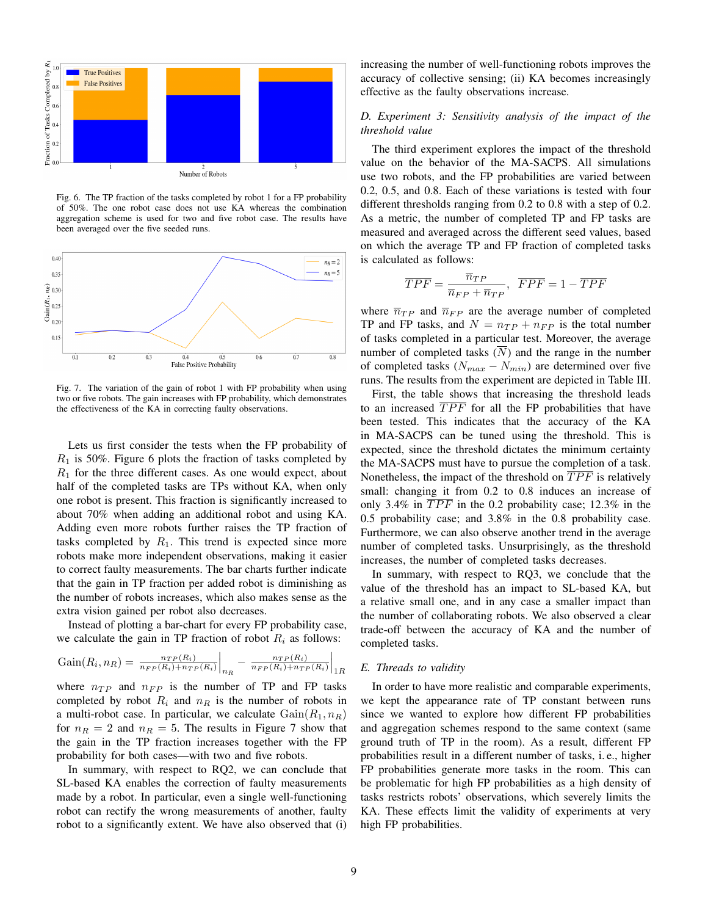Fig. 6. The TP fraction of the tasks completed by robot 1 for a FP probability of 50%. The one robot case does not use KA whereas the combination aggregation scheme is used for two and five robot case. The results have been averaged over the five seeded runs.

Fig. 7. The variation of the gain of robot 1 with FP probability when using two or five robots. The gain increases with FP probability, which demonstrates the effectiveness of the KA in correcting faulty observations.

Lets us first consider the tests when the FP probability of $R_1$ is 50%. Figure 6 plots the fraction of tasks completed by $R_1$ for the three different cases. As one would expect, about half of the completed tasks are TPs without KA, when only one robot is present. This fraction is significantly increased to about 70% when adding an additional robot and using KA. Adding even more robots further raises the TP fraction of tasks completed by $R_1$. This trend is expected since more robots make more independent observations, making it easier to correct faulty measurements. The bar charts further indicate that the gain in TP fraction per added robot is diminishing as the number of robots increases, which also makes sense as the extra vision gained per robot also decreases.

Instead of plotting a bar-chart for every FP probability case, we calculate the gain in TP fraction of robot $R_i$ as follows:

$$\text{Gain}(R_i, n_R) = \left.\frac{n_{TP}(R_i)}{n_{FP}(R_i)+n_{TP}(R_i)}\right|_{n_R} - \left.\frac{n_{TP}(R_i)}{n_{FP}(R_i)+n_{TP}(R_i)}\right|_{1R}$$

where $n_{TP}$ and $n_{FP}$ is the number of TP and FP tasks completed by robot $R_i$ and $n_R$ is the number of robots in a multi-robot case. In particular, we calculate $\text{Gain}(R_1, n_R)$ for $n_R = 2$ and $n_R = 5$. The results in Figure 7 show that the gain in the TP fraction increases together with the FP probability for both cases—with two and five robots.

In summary, with respect to RQ2, we can conclude that SL-based KA enables the correction of faulty measurements made by a robot. In particular, even a single well-functioning robot can rectify the wrong measurements of another, faulty robot to a significantly extent. We have also observed that (i) increasing the number of well-functioning robots improves the accuracy of collective sensing; (ii) KA becomes increasingly effective as the faulty observations increase.

### D. Experiment 3: Sensitivity analysis of the impact of the threshold value

The third experiment explores the impact of the threshold value on the behavior of the MA-SACPS. All simulations use two robots, and the FP probabilities are varied between 0.2, 0.5, and 0.8. Each of these variations is tested with four different thresholds ranging from 0.2 to 0.8 with a step of 0.2. As a metric, the number of completed TP and FP tasks are measured and averaged across the different seed values, based on which the average TP and FP fraction of completed tasks is calculated as follows:

$$\overline{TPF} = \frac{\overline{n}_{TP}}{\overline{n}_{FP} + \overline{n}_{TP}}, \quad \overline{FPF} = 1 - \overline{TPF}$$

where $\overline{n}_{TP}$ and $\overline{n}_{FP}$ are the average number of completed TP and FP tasks, and $N = n_{TP} + n_{FP}$ is the total number of tasks completed in a particular test. Moreover, the average number of completed tasks ($\overline{N}$) and the range in the number of completed tasks ($N_{max} - N_{min}$) are determined over five runs. The results from the experiment are depicted in Table III.

First, the table shows that increasing the threshold leads to an increased $\overline{TPF}$ for all the FP probabilities that have been tested. This indicates that the accuracy of the KA in MA-SACPS can be tuned using the threshold. This is expected, since the threshold dictates the minimum certainty the MA-SACPS must have to pursue the completion of a task. Nonetheless, the impact of the threshold on $\overline{TPF}$ is relatively small: changing it from 0.2 to 0.8 induces an increase of only 3.4% in $\overline{TPF}$ in the 0.2 probability case; 12.3% in the 0.5 probability case; and 3.8% in the 0.8 probability case. Furthermore, we can also observe another trend in the average number of completed tasks. Unsurprisingly, as the threshold increases, the number of completed tasks decreases.

In summary, with respect to RQ3, we conclude that the value of the threshold has an impact to SL-based KA, but a relative small one, and in any case a smaller impact than the number of collaborating robots. We also observed a clear trade-off between the accuracy of KA and the number of completed tasks.

### E. Threads to validity

In order to have more realistic and comparable experiments, we kept the appearance rate of TP constant between runs since we wanted to explore how different FP probabilities and aggregation schemes respond to the same context (same ground truth of TP in the room). As a result, different FP probabilities result in a different number of tasks, i. e., higher FP probabilities generate more tasks in the room. This can be problematic for high FP probabilities as a high density of tasks restricts robots' observations, which severely limits the KA. These effects limit the validity of experiments at very high FP probabilities.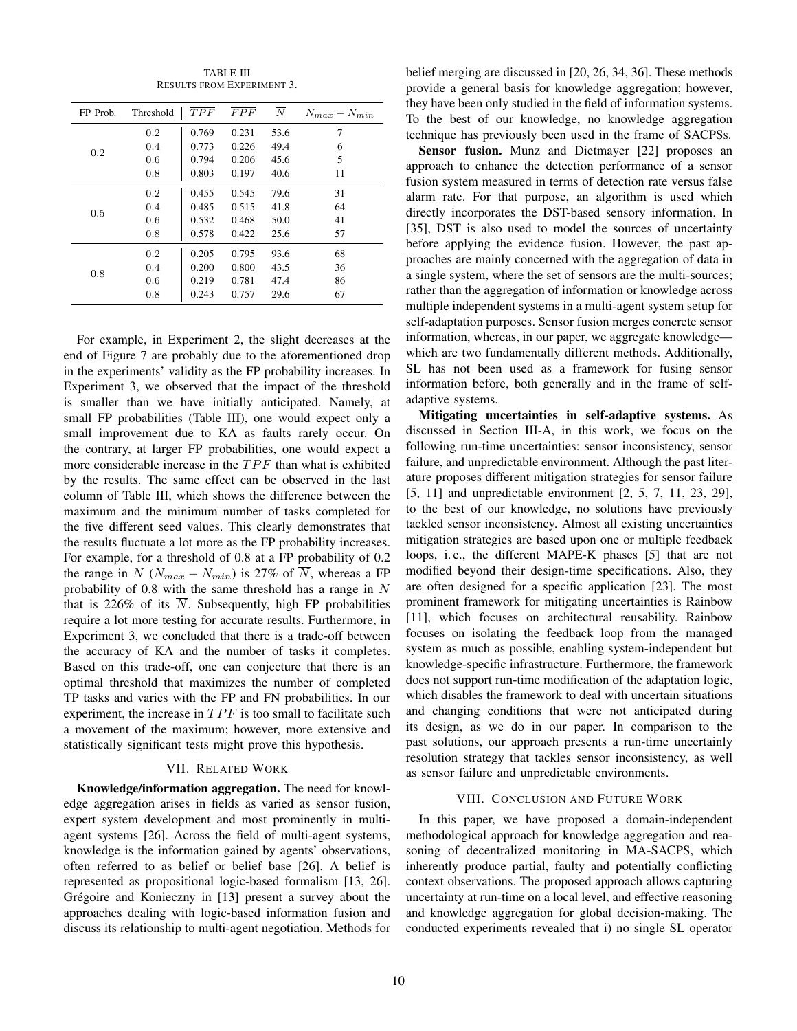TABLE III
RESULTS FROM EXPERIMENT 3.

| FP Prob. | Threshold | $\overline{TPF}$ | $\overline{FPF}$ | $\overline{N}$ | $N_{max} - N_{min}$ |
|---|---|---|---|---|---|
| 0.2 | 0.2 | 0.769 | 0.231 | 53.6 | 7 |
| | 0.4 | 0.773 | 0.226 | 49.4 | 6 |
| | 0.6 | 0.794 | 0.206 | 45.6 | 5 |
| | 0.8 | 0.803 | 0.197 | 40.6 | 11 |
| 0.5 | 0.2 | 0.455 | 0.545 | 79.6 | 31 |
| | 0.4 | 0.485 | 0.515 | 41.8 | 64 |
| | 0.6 | 0.532 | 0.468 | 50.0 | 41 |
| | 0.8 | 0.578 | 0.422 | 25.6 | 57 |
| 0.8 | 0.2 | 0.205 | 0.795 | 93.6 | 68 |
| | 0.4 | 0.200 | 0.800 | 43.5 | 36 |
| | 0.6 | 0.219 | 0.781 | 47.4 | 86 |
| | 0.8 | 0.243 | 0.757 | 29.6 | 67 |

For example, in Experiment 2, the slight decreases at the end of Figure 7 are probably due to the aforementioned drop in the experiments' validity as the FP probability increases. In Experiment 3, we observed that the impact of the threshold is smaller than we have initially anticipated. Namely, at small FP probabilities (Table III), one would expect only a small improvement due to KA as faults rarely occur. On the contrary, at larger FP probabilities, one would expect a more considerable increase in the $\overline{TPF}$ than what is exhibited by the results. The same effect can be observed in the last column of Table III, which shows the difference between the maximum and the minimum number of tasks completed for the five different seed values. This clearly demonstrates that the results fluctuate a lot more as the FP probability increases. For example, for a threshold of 0.8 at a FP probability of 0.2 the range in $N$ ($N_{max} - N_{min}$) is 27% of $\overline{N}$, whereas a FP probability of 0.8 with the same threshold has a range in $N$ that is 226% of its $\overline{N}$. Subsequently, high FP probabilities require a lot more testing for accurate results. Furthermore, in Experiment 3, we concluded that there is a trade-off between the accuracy of KA and the number of tasks it completes. Based on this trade-off, one can conjecture that there is an optimal threshold that maximizes the number of completed TP tasks and varies with the FP and FN probabilities. In our experiment, the increase in $\overline{TPF}$ is too small to facilitate such a movement of the maximum; however, more extensive and statistically significant tests might prove this hypothesis.

## VII. Related Work

**Knowledge/information aggregation.** The need for knowledge aggregation arises in fields as varied as sensor fusion, expert system development and most prominently in multi-agent systems [26]. Across the field of multi-agent systems, knowledge is the information gained by agents' observations, often referred to as belief or belief base [26]. A belief is represented as propositional logic-based formalism [13, 26]. Grégoire and Konieczny in [13] present a survey about the approaches dealing with logic-based information fusion and discuss its relationship to multi-agent negotiation. Methods for belief merging are discussed in [20, 26, 34, 36]. These methods provide a general basis for knowledge aggregation; however, they have been only studied in the field of information systems. To the best of our knowledge, no knowledge aggregation technique has previously been used in the frame of SACPSs.

**Sensor fusion.** Munz and Dietmayer [22] proposes an approach to enhance the detection performance of a sensor fusion system measured in terms of detection rate versus false alarm rate. For that purpose, an algorithm is used which directly incorporates the DST-based sensory information. In [35], DST is also used to model the sources of uncertainty before applying the evidence fusion. However, the past approaches are mainly concerned with the aggregation of data in a single system, where the set of sensors are the multi-sources; rather than the aggregation of information or knowledge across multiple independent systems in a multi-agent system setup for self-adaptation purposes. Sensor fusion merges concrete sensor information, whereas, in our paper, we aggregate knowledge—which are two fundamentally different methods. Additionally, SL has not been used as a framework for fusing sensor information before, both generally and in the frame of self-adaptive systems.

**Mitigating uncertainties in self-adaptive systems.** As discussed in Section III-A, in this work, we focus on the following run-time uncertainties: sensor inconsistency, sensor failure, and unpredictable environment. Although the past literature proposes different mitigation strategies for sensor failure [5, 11] and unpredictable environment [2, 5, 7, 11, 23, 29], to the best of our knowledge, no solutions have previously tackled sensor inconsistency. Almost all existing uncertainties mitigation strategies are based upon one or multiple feedback loops, i. e., the different MAPE-K phases [5] that are not modified beyond their design-time specifications. Also, they are often designed for a specific application [23]. The most prominent framework for mitigating uncertainties is Rainbow [11], which focuses on architectural reusability. Rainbow focuses on isolating the feedback loop from the managed system as much as possible, enabling system-independent but knowledge-specific infrastructure. Furthermore, the framework does not support run-time modification of the adaptation logic, which disables the framework to deal with uncertain situations and changing conditions that were not anticipated during its design, as we do in our paper. In comparison to the past solutions, our approach presents a run-time uncertainly resolution strategy that tackles sensor inconsistency, as well as sensor failure and unpredictable environments.

## VIII. Conclusion and Future Work

In this paper, we have proposed a domain-independent methodological approach for knowledge aggregation and reasoning of decentralized monitoring in MA-SACPS, which inherently produce partial, faulty and potentially conflicting context observations. The proposed approach allows capturing uncertainty at run-time on a local level, and effective reasoning and knowledge aggregation for global decision-making. The conducted experiments revealed that i) no single SL operator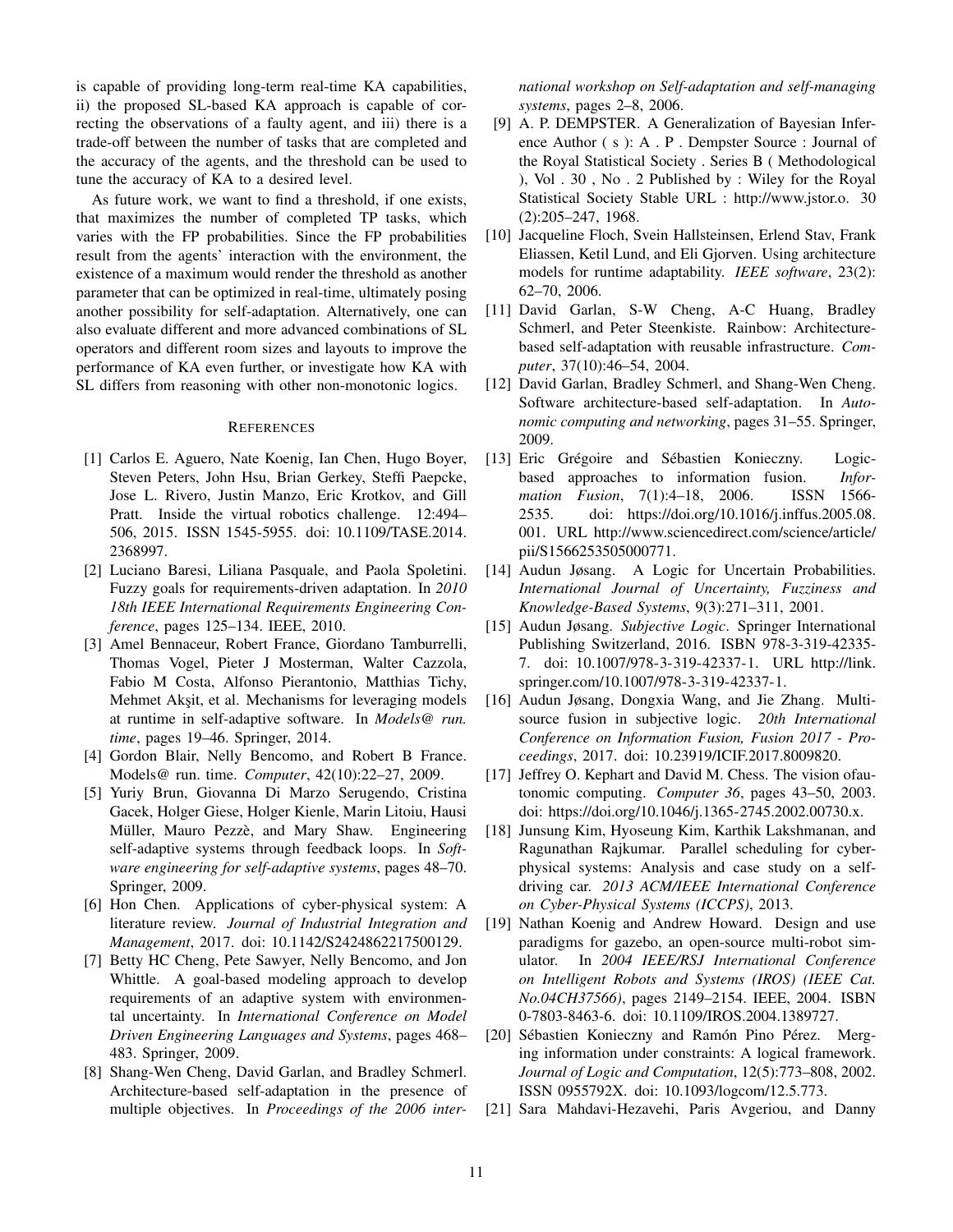is capable of providing long-term real-time KA capabilities, ii) the proposed SL-based KA approach is capable of correcting the observations of a faulty agent, and iii) there is a trade-off between the number of tasks that are completed and the accuracy of the agents, and the threshold can be used to tune the accuracy of KA to a desired level.

As future work, we want to find a threshold, if one exists, that maximizes the number of completed TP tasks, which varies with the FP probabilities. Since the FP probabilities result from the agents' interaction with the environment, the existence of a maximum would render the threshold as another parameter that can be optimized in real-time, ultimately posing another possibility for self-adaptation. Alternatively, one can also evaluate different and more advanced combinations of SL operators and different room sizes and layouts to improve the performance of KA even further, or investigate how KA with SL differs from reasoning with other non-monotonic logics.

## REFERENCES

[1] Carlos E. Aguero, Nate Koenig, Ian Chen, Hugo Boyer, Steven Peters, John Hsu, Brian Gerkey, Steffi Paepcke, Jose L. Rivero, Justin Manzo, Eric Krotkov, and Gill Pratt. Inside the virtual robotics challenge. 12:494–506, 2015. ISSN 1545-5955. doi: 10.1109/TASE.2014.2368997.

[2] Luciano Baresi, Liliana Pasquale, and Paola Spoletini. Fuzzy goals for requirements-driven adaptation. In *2010 18th IEEE International Requirements Engineering Conference*, pages 125–134. IEEE, 2010.

[3] Amel Bennaceur, Robert France, Giordano Tamburrelli, Thomas Vogel, Pieter J Mosterman, Walter Cazzola, Fabio M Costa, Alfonso Pierantonio, Matthias Tichy, Mehmet Akşit, et al. Mechanisms for leveraging models at runtime in self-adaptive software. In *Models@ run. time*, pages 19–46. Springer, 2014.

[4] Gordon Blair, Nelly Bencomo, and Robert B France. Models@ run. time. *Computer*, 42(10):22–27, 2009.

[5] Yuriy Brun, Giovanna Di Marzo Serugendo, Cristina Gacek, Holger Giese, Holger Kienle, Marin Litoiu, Hausi Müller, Mauro Pezzè, and Mary Shaw. Engineering self-adaptive systems through feedback loops. In *Software engineering for self-adaptive systems*, pages 48–70. Springer, 2009.

[6] Hon Chen. Applications of cyber-physical system: A literature review. *Journal of Industrial Integration and Management*, 2017. doi: 10.1142/S2424862217500129.

[7] Betty HC Cheng, Pete Sawyer, Nelly Bencomo, and Jon Whittle. A goal-based modeling approach to develop requirements of an adaptive system with environmental uncertainty. In *International Conference on Model Driven Engineering Languages and Systems*, pages 468–483. Springer, 2009.

[8] Shang-Wen Cheng, David Garlan, and Bradley Schmerl. Architecture-based self-adaptation in the presence of multiple objectives. In *Proceedings of the 2006 international workshop on Self-adaptation and self-managing systems*, pages 2–8, 2006.

[9] A. P. DEMPSTER. A Generalization of Bayesian Inference Author ( s ): A . P . Dempster Source : Journal of the Royal Statistical Society . Series B ( Methodological ), Vol . 30 , No . 2 Published by : Wiley for the Royal Statistical Society Stable URL : http://www.jstor.o. 30 (2):205–247, 1968.

[10] Jacqueline Floch, Svein Hallsteinsen, Erlend Stav, Frank Eliassen, Ketil Lund, and Eli Gjorven. Using architecture models for runtime adaptability. *IEEE software*, 23(2): 62–70, 2006.

[11] David Garlan, S-W Cheng, A-C Huang, Bradley Schmerl, and Peter Steenkiste. Rainbow: Architecture-based self-adaptation with reusable infrastructure. *Computer*, 37(10):46–54, 2004.

[12] David Garlan, Bradley Schmerl, and Shang-Wen Cheng. Software architecture-based self-adaptation. In *Autonomic computing and networking*, pages 31–55. Springer, 2009.

[13] Eric Grégoire and Sébastien Konieczny. Logic-based approaches to information fusion. *Information Fusion*, 7(1):4–18, 2006. ISSN 1566-2535. doi: https://doi.org/10.1016/j.inffus.2005.08.001. URL http://www.sciencedirect.com/science/article/pii/S1566253505000771.

[14] Audun Jøsang. A Logic for Uncertain Probabilities. *International Journal of Uncertainty, Fuzziness and Knowledge-Based Systems*, 9(3):271–311, 2001.

[15] Audun Jøsang. *Subjective Logic*. Springer International Publishing Switzerland, 2016. ISBN 978-3-319-42335-7. doi: 10.1007/978-3-319-42337-1. URL http://link.springer.com/10.1007/978-3-319-42337-1.

[16] Audun Jøsang, Dongxia Wang, and Jie Zhang. Multi-source fusion in subjective logic. *20th International Conference on Information Fusion, Fusion 2017 - Proceedings*, 2017. doi: 10.23919/ICIF.2017.8009820.

[17] Jeffrey O. Kephart and David M. Chess. The vision ofautonomic computing. *Computer 36*, pages 43–50, 2003. doi: https://doi.org/10.1046/j.1365-2745.2002.00730.x.

[18] Junsung Kim, Hyoseung Kim, Karthik Lakshmanan, and Ragunathan Rajkumar. Parallel scheduling for cyber-physical systems: Analysis and case study on a self-driving car. *2013 ACM/IEEE International Conference on Cyber-Physical Systems (ICCPS)*, 2013.

[19] Nathan Koenig and Andrew Howard. Design and use paradigms for gazebo, an open-source multi-robot simulator. In *2004 IEEE/RSJ International Conference on Intelligent Robots and Systems (IROS) (IEEE Cat. No.04CH37566)*, pages 2149–2154. IEEE, 2004. ISBN 0-7803-8463-6. doi: 10.1109/IROS.2004.1389727.

[20] Sébastien Konieczny and Ramón Pino Pérez. Merging information under constraints: A logical framework. *Journal of Logic and Computation*, 12(5):773–808, 2002. ISSN 0955792X. doi: 10.1093/logcom/12.5.773.

[21] Sara Mahdavi-Hezavehi, Paris Avgeriou, and Danny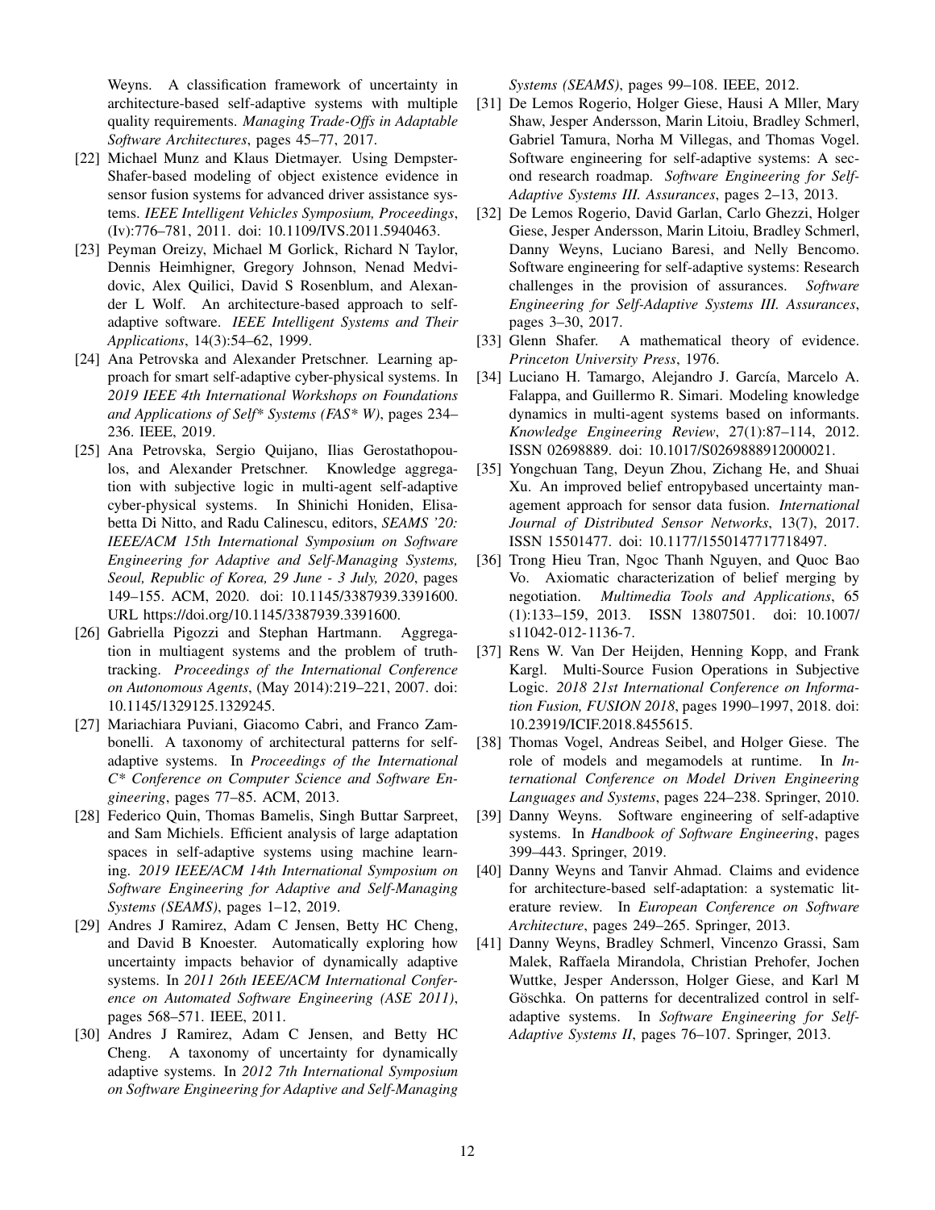Weyns. A classification framework of uncertainty in architecture-based self-adaptive systems with multiple quality requirements. *Managing Trade-Offs in Adaptable Software Architectures*, pages 45–77, 2017.

[22] Michael Munz and Klaus Dietmayer. Using Dempster-Shafer-based modeling of object existence evidence in sensor fusion systems for advanced driver assistance systems. *IEEE Intelligent Vehicles Symposium, Proceedings*, (Iv):776–781, 2011. doi: 10.1109/IVS.2011.5940463.

[23] Peyman Oreizy, Michael M Gorlick, Richard N Taylor, Dennis Heimhigner, Gregory Johnson, Nenad Medvidovic, Alex Quilici, David S Rosenblum, and Alexander L Wolf. An architecture-based approach to self-adaptive software. *IEEE Intelligent Systems and Their Applications*, 14(3):54–62, 1999.

[24] Ana Petrovska and Alexander Pretschner. Learning approach for smart self-adaptive cyber-physical systems. In *2019 IEEE 4th International Workshops on Foundations and Applications of Self\* Systems (FAS\* W)*, pages 234–236. IEEE, 2019.

[25] Ana Petrovska, Sergio Quijano, Ilias Gerostathopoulos, and Alexander Pretschner. Knowledge aggregation with subjective logic in multi-agent self-adaptive cyber-physical systems. In Shinichi Honiden, Elisabetta Di Nitto, and Radu Calinescu, editors, *SEAMS '20: IEEE/ACM 15th International Symposium on Software Engineering for Adaptive and Self-Managing Systems, Seoul, Republic of Korea, 29 June - 3 July, 2020*, pages 149–155. ACM, 2020. doi: 10.1145/3387939.3391600. URL https://doi.org/10.1145/3387939.3391600.

[26] Gabriella Pigozzi and Stephan Hartmann. Aggregation in multiagent systems and the problem of truth-tracking. *Proceedings of the International Conference on Autonomous Agents*, (May 2014):219–221, 2007. doi: 10.1145/1329125.1329245.

[27] Mariachiara Puviani, Giacomo Cabri, and Franco Zambonelli. A taxonomy of architectural patterns for self-adaptive systems. In *Proceedings of the International C\* Conference on Computer Science and Software Engineering*, pages 77–85. ACM, 2013.

[28] Federico Quin, Thomas Bamelis, Singh Buttar Sarpreet, and Sam Michiels. Efficient analysis of large adaptation spaces in self-adaptive systems using machine learning. *2019 IEEE/ACM 14th International Symposium on Software Engineering for Adaptive and Self-Managing Systems (SEAMS)*, pages 1–12, 2019.

[29] Andres J Ramirez, Adam C Jensen, Betty HC Cheng, and David B Knoester. Automatically exploring how uncertainty impacts behavior of dynamically adaptive systems. In *2011 26th IEEE/ACM International Conference on Automated Software Engineering (ASE 2011)*, pages 568–571. IEEE, 2011.

[30] Andres J Ramirez, Adam C Jensen, and Betty HC Cheng. A taxonomy of uncertainty for dynamically adaptive systems. In *2012 7th International Symposium on Software Engineering for Adaptive and Self-Managing Systems (SEAMS)*, pages 99–108. IEEE, 2012.

[31] De Lemos Rogerio, Holger Giese, Hausi A Mller, Mary Shaw, Jesper Andersson, Marin Litoiu, Bradley Schmerl, Gabriel Tamura, Norha M Villegas, and Thomas Vogel. Software engineering for self-adaptive systems: A second research roadmap. *Software Engineering for Self-Adaptive Systems III. Assurances*, pages 2–13, 2013.

[32] De Lemos Rogerio, David Garlan, Carlo Ghezzi, Holger Giese, Jesper Andersson, Marin Litoiu, Bradley Schmerl, Danny Weyns, Luciano Baresi, and Nelly Bencomo. Software engineering for self-adaptive systems: Research challenges in the provision of assurances. *Software Engineering for Self-Adaptive Systems III. Assurances*, pages 3–30, 2017.

[33] Glenn Shafer. A mathematical theory of evidence. *Princeton University Press*, 1976.

[34] Luciano H. Tamargo, Alejandro J. García, Marcelo A. Falappa, and Guillermo R. Simari. Modeling knowledge dynamics in multi-agent systems based on informants. *Knowledge Engineering Review*, 27(1):87–114, 2012. ISSN 02698889. doi: 10.1017/S0269888912000021.

[35] Yongchuan Tang, Deyun Zhou, Zichang He, and Shuai Xu. An improved belief entropybased uncertainty management approach for sensor data fusion. *International Journal of Distributed Sensor Networks*, 13(7), 2017. ISSN 15501477. doi: 10.1177/1550147717718497.

[36] Trong Hieu Tran, Ngoc Thanh Nguyen, and Quoc Bao Vo. Axiomatic characterization of belief merging by negotiation. *Multimedia Tools and Applications*, 65 (1):133–159, 2013. ISSN 13807501. doi: 10.1007/s11042-012-1136-7.

[37] Rens W. Van Der Heijden, Henning Kopp, and Frank Kargl. Multi-Source Fusion Operations in Subjective Logic. *2018 21st International Conference on Information Fusion, FUSION 2018*, pages 1990–1997, 2018. doi: 10.23919/ICIF.2018.8455615.

[38] Thomas Vogel, Andreas Seibel, and Holger Giese. The role of models and megamodels at runtime. In *International Conference on Model Driven Engineering Languages and Systems*, pages 224–238. Springer, 2010.

[39] Danny Weyns. Software engineering of self-adaptive systems. In *Handbook of Software Engineering*, pages 399–443. Springer, 2019.

[40] Danny Weyns and Tanvir Ahmad. Claims and evidence for architecture-based self-adaptation: a systematic literature review. In *European Conference on Software Architecture*, pages 249–265. Springer, 2013.

[41] Danny Weyns, Bradley Schmerl, Vincenzo Grassi, Sam Malek, Raffaela Mirandola, Christian Prehofer, Jochen Wuttke, Jesper Andersson, Holger Giese, and Karl M Göschka. On patterns for decentralized control in self-adaptive systems. In *Software Engineering for Self-Adaptive Systems II*, pages 76–107. Springer, 2013.